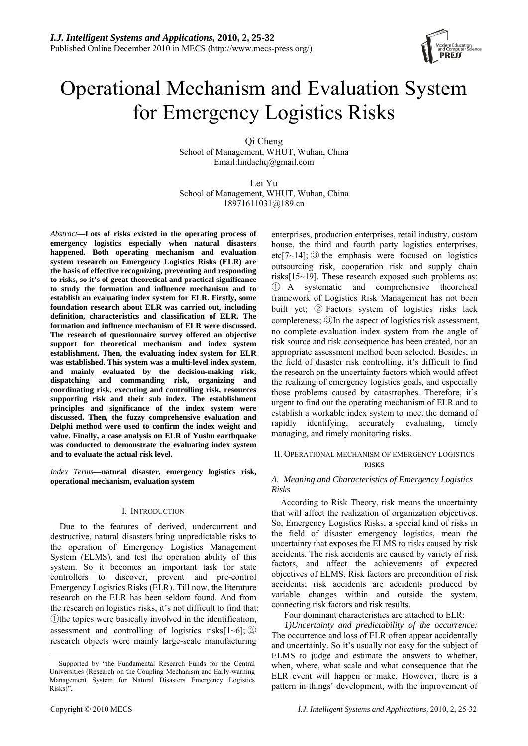# Operational Mechanism and Evaluation System for Emergency Logistics Risks

Qi Cheng
School of Management, WHUT, Wuhan, China
Email:lindachq@gmail.com

Lei Yu
School of Management, WHUT, Wuhan, China
18971611031@189.cn

***Abstract*—Lots of risks existed in the operating process of emergency logistics especially when natural disasters happened. Both operating mechanism and evaluation system research on Emergency Logistics Risks (ELR) are the basis of effective recognizing, preventing and responding to risks, so it's of great theoretical and practical significance to study the formation and influence mechanism and to establish an evaluating index system for ELR. Firstly, some foundation research about ELR was carried out, including definition, characteristics and classification of ELR. The formation and influence mechanism of ELR were discussed. The research of questionnaire survey offered an objective support for theoretical mechanism and index system establishment. Then, the evaluating index system for ELR was established. This system was a multi-level index system, and mainly evaluated by the decision-making risk, dispatching and commanding risk, organizing and coordinating risk, executing and controlling risk, resources supporting risk and their sub index. The establishment principles and significance of the index system were discussed. Then, the fuzzy comprehensive evaluation and Delphi method were used to confirm the index weight and value. Finally, a case analysis on ELR of Yushu earthquake was conducted to demonstrate the evaluating index system and to evaluate the actual risk level.**

***Index Terms*—natural disaster, emergency logistics risk, operational mechanism, evaluation system**

## I. Introduction

Due to the features of derived, undercurrent and destructive, natural disasters bring unpredictable risks to the operation of Emergency Logistics Management System (ELMS), and test the operation ability of this system. So it becomes an important task for state controllers to discover, prevent and pre-control Emergency Logistics Risks (ELR). Till now, the literature research on the ELR has been seldom found. And from the research on logistics risks, it's not difficult to find that: ①the topics were basically involved in the identification, assessment and controlling of logistics risks[1~6]; ② research objects were mainly large-scale manufacturing enterprises, production enterprises, retail industry, custom house, the third and fourth party logistics enterprises, etc[7~14]; ③ the emphasis were focused on logistics outsourcing risk, cooperation risk and supply chain risks[15~19]. These research exposed such problems as: ① A systematic and comprehensive theoretical framework of Logistics Risk Management has not been built yet; ② Factors system of logistics risks lack completeness; ③In the aspect of logistics risk assessment, no complete evaluation index system from the angle of risk source and risk consequence has been created, nor an appropriate assessment method been selected. Besides, in the field of disaster risk controlling, it's difficult to find the research on the uncertainty factors which would affect the realizing of emergency logistics goals, and especially those problems caused by catastrophes. Therefore, it's urgent to find out the operating mechanism of ELR and to establish a workable index system to meet the demand of rapidly identifying, accurately evaluating, timely managing, and timely monitoring risks.

## II. Operational mechanism of emergency logistics risks

### *A. Meaning and Characteristics of Emergency Logistics Risks*

According to Risk Theory, risk means the uncertainty that will affect the realization of organization objectives. So, Emergency Logistics Risks, a special kind of risks in the field of disaster emergency logistics, mean the uncertainty that exposes the ELMS to risks caused by risk accidents. The risk accidents are caused by variety of risk factors, and affect the achievements of expected objectives of ELMS. Risk factors are precondition of risk accidents; risk accidents are accidents produced by variable changes within and outside the system, connecting risk factors and risk results.

Four dominant characteristics are attached to ELR:

*1)Uncertainty and predictability of the occurrence:* The occurrence and loss of ELR often appear accidentally and uncertainly. So it's usually not easy for the subject of ELMS to judge and estimate the answers to whether, when, where, what scale and what consequence that the ELR event will happen or make. However, there is a pattern in things' development, with the improvement of

Supported by "the Fundamental Research Funds for the Central Universities (Research on the Coupling Mechanism and Early-warning Management System for Natural Disasters Emergency Logistics Risks)".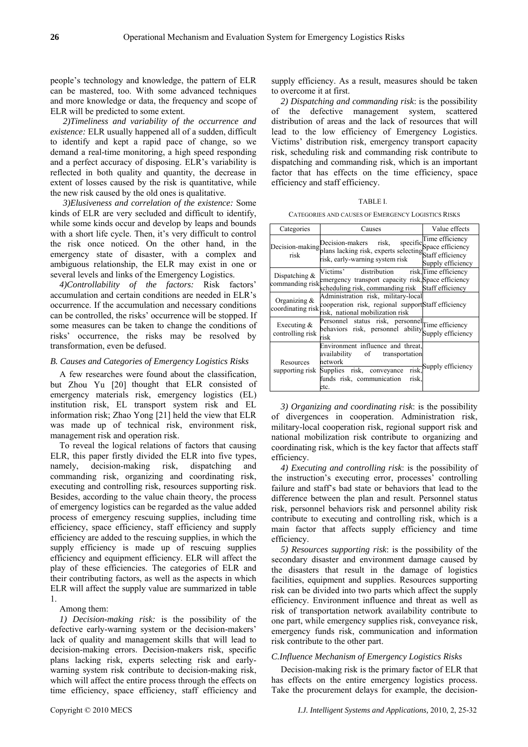people's technology and knowledge, the pattern of ELR can be mastered, too. With some advanced techniques and more knowledge or data, the frequency and scope of ELR will be predicted to some extent.

*2)Timeliness and variability of the occurrence and existence:* ELR usually happened all of a sudden, difficult to identify and kept a rapid pace of change, so we demand a real-time monitoring, a high speed responding and a perfect accuracy of disposing. ELR's variability is reflected in both quality and quantity, the decrease in extent of losses caused by the risk is quantitative, while the new risk caused by the old ones is qualitative.

*3)Elusiveness and correlation of the existence:* Some kinds of ELR are very secluded and difficult to identify, while some kinds occur and develop by leaps and bounds with a short life cycle. Then, it's very difficult to control the risk once noticed. On the other hand, in the emergency state of disaster, with a complex and ambiguous relationship, the ELR may exist in one or several levels and links of the Emergency Logistics.

*4)Controllability of the factors:* Risk factors' accumulation and certain conditions are needed in ELR's occurrence. If the accumulation and necessary conditions can be controlled, the risks' occurrence will be stopped. If some measures can be taken to change the conditions of risks' occurrence, the risks may be resolved by transformation, even be defused.

### *B. Causes and Categories of Emergency Logistics Risks*

A few researches were found about the classification, but Zhou Yu [20] thought that ELR consisted of emergency materials risk, emergency logistics (EL) institution risk, EL transport system risk and EL information risk; Zhao Yong [21] held the view that ELR was made up of technical risk, environment risk, management risk and operation risk.

To reveal the logical relations of factors that causing ELR, this paper firstly divided the ELR into five types, namely, decision-making risk, dispatching and commanding risk, organizing and coordinating risk, executing and controlling risk, resources supporting risk. Besides, according to the value chain theory, the process of emergency logistics can be regarded as the value added process of emergency rescuing supplies, including time efficiency, space efficiency, staff efficiency and supply efficiency are added to the rescuing supplies, in which the supply efficiency is made up of rescuing supplies efficiency and equipment efficiency. ELR will affect the play of these efficiencies. The categories of ELR and their contributing factors, as well as the aspects in which ELR will affect the supply value are summarized in table 1.

Among them:

*1) Decision-making risk:* is the possibility of the defective early-warning system or the decision-makers' lack of quality and management skills that will lead to decision-making errors. Decision-makers risk, specific plans lacking risk, experts selecting risk and early-warning system risk contribute to decision-making risk, which will affect the entire process through the effects on time efficiency, space efficiency, staff efficiency and supply efficiency. As a result, measures should be taken to overcome it at first.

*2) Dispatching and commanding risk*: is the possibility of the defective management system, scattered distribution of areas and the lack of resources that will lead to the low efficiency of Emergency Logistics. Victims' distribution risk, emergency transport capacity risk, scheduling risk and commanding risk contribute to dispatching and commanding risk, which is an important factor that has effects on the time efficiency, space efficiency and staff efficiency.

TABLE I.

CATEGORIES AND CAUSES OF EMERGENCY LOGISTICS RISKS

| Categories | Causes | Value effects |
|---|---|---|
| Decision-making risk | Decision-makers risk, specific plans lacking risk, experts selecting risk, early-warning system risk | Time efficiency<br>Space efficiency<br>Staff efficiency<br>Supply efficiency |
| Dispatching & commanding risk | Victims' distribution risk, emergency transport capacity risk, scheduling risk, commanding risk | Time efficiency<br>Space efficiency<br>Staff efficiency |
| Organizing & coordinating risk | Administration risk, military-local cooperation risk, regional support risk, national mobilization risk | Staff efficiency |
| Executing & controlling risk | Personnel status risk, personnel behaviors risk, personnel ability risk | Time efficiency<br>Supply efficiency |
| Resources supporting risk | Environment influence and threat, availability of transportation network<br>Supplies risk, conveyance risk, funds risk, communication risk, etc. | Supply efficiency |

*3) Organizing and coordinating risk*: is the possibility of divergences in cooperation. Administration risk, military-local cooperation risk, regional support risk and national mobilization risk contribute to organizing and coordinating risk, which is the key factor that affects staff efficiency.

*4) Executing and controlling risk*: is the possibility of the instruction's executing error, processes' controlling failure and staff's bad state or behaviors that lead to the difference between the plan and result. Personnel status risk, personnel behaviors risk and personnel ability risk contribute to executing and controlling risk, which is a main factor that affects supply efficiency and time efficiency.

*5) Resources supporting risk*: is the possibility of the secondary disaster and environment damage caused by the disasters that result in the damage of logistics facilities, equipment and supplies. Resources supporting risk can be divided into two parts which affect the supply efficiency. Environment influence and threat as well as risk of transportation network availability contribute to one part, while emergency supplies risk, conveyance risk, emergency funds risk, communication and information risk contribute to the other part.

### *C.Influence Mechanism of Emergency Logistics Risks*

Decision-making risk is the primary factor of ELR that has effects on the entire emergency logistics process. Take the procurement delays for example, the decision-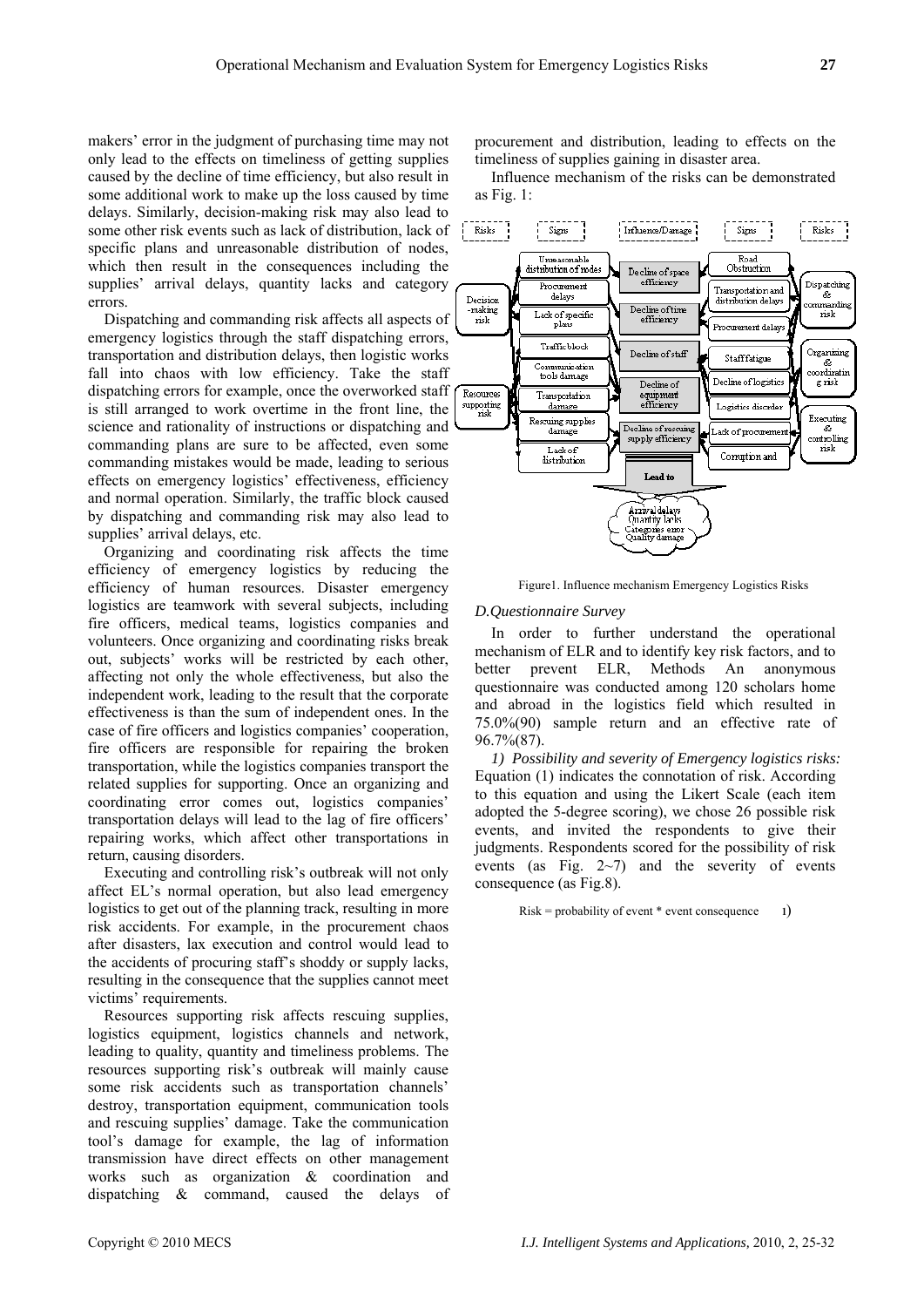makers' error in the judgment of purchasing time may not only lead to the effects on timeliness of getting supplies caused by the decline of time efficiency, but also result in some additional work to make up the loss caused by time delays. Similarly, decision-making risk may also lead to some other risk events such as lack of distribution, lack of specific plans and unreasonable distribution of nodes, which then result in the consequences including the supplies' arrival delays, quantity lacks and category errors.

Dispatching and commanding risk affects all aspects of emergency logistics through the staff dispatching errors, transportation and distribution delays, then logistic works fall into chaos with low efficiency. Take the staff dispatching errors for example, once the overworked staff is still arranged to work overtime in the front line, the science and rationality of instructions or dispatching and commanding plans are sure to be affected, even some commanding mistakes would be made, leading to serious effects on emergency logistics' effectiveness, efficiency and normal operation. Similarly, the traffic block caused by dispatching and commanding risk may also lead to supplies' arrival delays, etc.

Organizing and coordinating risk affects the time efficiency of emergency logistics by reducing the efficiency of human resources. Disaster emergency logistics are teamwork with several subjects, including fire officers, medical teams, logistics companies and volunteers. Once organizing and coordinating risks break out, subjects' works will be restricted by each other, affecting not only the whole effectiveness, but also the independent work, leading to the result that the corporate effectiveness is than the sum of independent ones. In the case of fire officers and logistics companies' cooperation, fire officers are responsible for repairing the broken transportation, while the logistics companies transport the related supplies for supporting. Once an organizing and coordinating error comes out, logistics companies' transportation delays will lead to the lag of fire officers' repairing works, which affect other transportations in return, causing disorders.

Executing and controlling risk's outbreak will not only affect EL's normal operation, but also lead emergency logistics to get out of the planning track, resulting in more risk accidents. For example, in the procurement chaos after disasters, lax execution and control would lead to the accidents of procuring staff's shoddy or supply lacks, resulting in the consequence that the supplies cannot meet victims' requirements.

Resources supporting risk affects rescuing supplies, logistics equipment, logistics channels and network, leading to quality, quantity and timeliness problems. The resources supporting risk's outbreak will mainly cause some risk accidents such as transportation channels' destroy, transportation equipment, communication tools and rescuing supplies' damage. Take the communication tool's damage for example, the lag of information transmission have direct effects on other management works such as organization & coordination and dispatching & command, caused the delays of procurement and distribution, leading to effects on the timeliness of supplies gaining in disaster area.

Influence mechanism of the risks can be demonstrated as Fig. 1:

Figure1. Influence mechanism Emergency Logistics Risks

*D.Questionnaire Survey*

In order to further understand the operational mechanism of ELR and to identify key risk factors, and to better prevent ELR, Methods An anonymous questionnaire was conducted among 120 scholars home and abroad in the logistics field which resulted in 75.0%(90) sample return and an effective rate of 96.7%(87).

*1) Possibility and severity of Emergency logistics risks:* Equation (1) indicates the connotation of risk. According to this equation and using the Likert Scale (each item adopted the 5-degree scoring), we chose 26 possible risk events, and invited the respondents to give their judgments. Respondents scored for the possibility of risk events (as Fig. 2~7) and the severity of events consequence (as Fig.8).

$$\text{Risk} = \text{probability of event} * \text{event consequence} \qquad (1)$$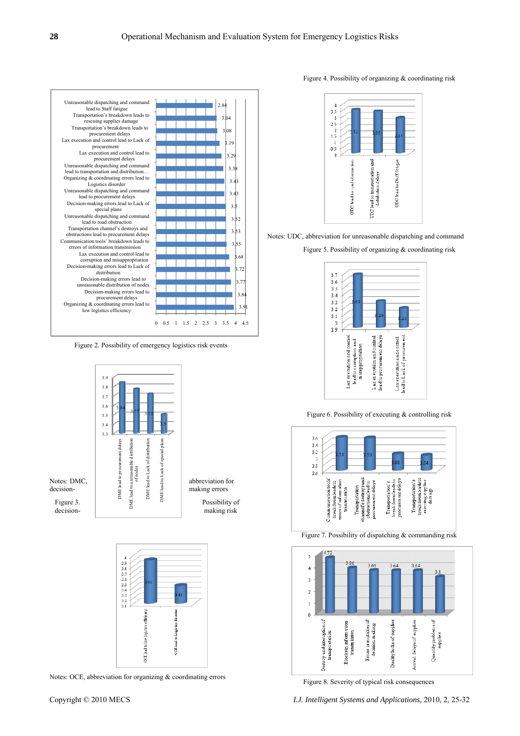Figure 4. Possibility of organizing & coordinating risk

Notes: UDC, abbreviation for unreasonable dispatching and command

Figure 5. Possibility of organizing & coordinating risk

Figure 2. Possibility of emergency logistics risk events

Notes: DMC, abbreviation for decision-making errors

Figure 3. Possibility of decision-making risk

Figure 6. Possibility of executing & controlling risk

Figure 7. Possibility of dispatching & commanding risk

Notes: OCE, abbreviation for organizing & coordinating errors

Figure 8. Severity of typical risk consequences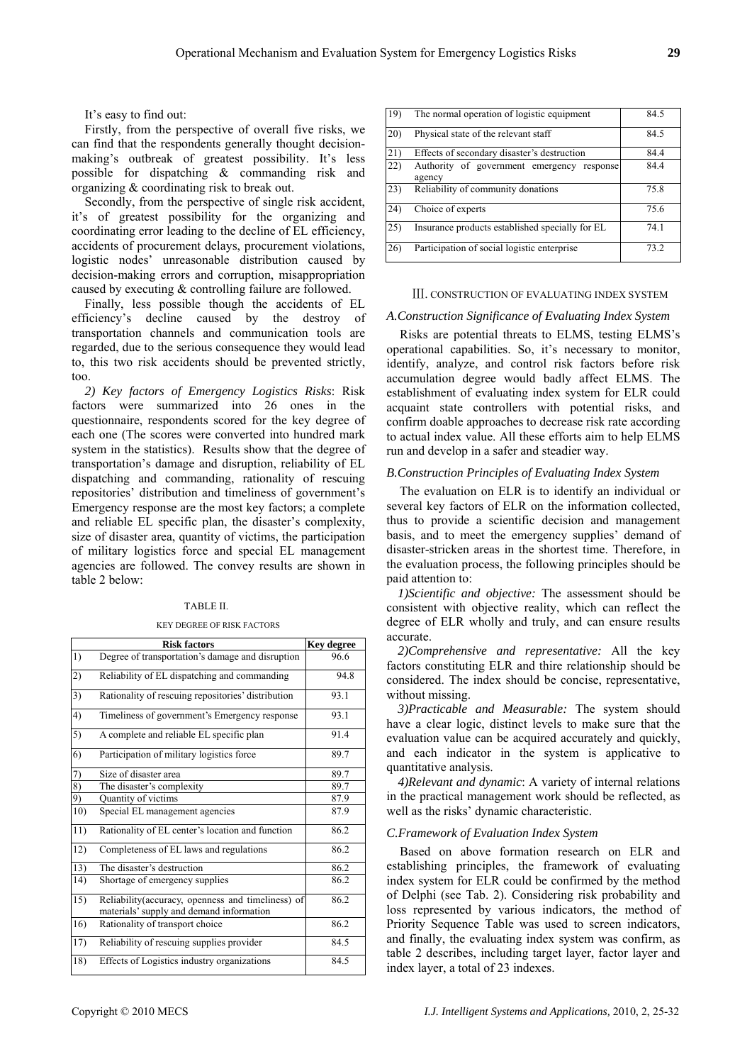It's easy to find out:

Firstly, from the perspective of overall five risks, we can find that the respondents generally thought decision-making's outbreak of greatest possibility. It's less possible for dispatching & commanding risk and organizing & coordinating risk to break out.

Secondly, from the perspective of single risk accident, it's of greatest possibility for the organizing and coordinating error leading to the decline of EL efficiency, accidents of procurement delays, procurement violations, logistic nodes' unreasonable distribution caused by decision-making errors and corruption, misappropriation caused by executing & controlling failure are followed.

Finally, less possible though the accidents of EL efficiency's decline caused by the destroy of transportation channels and communication tools are regarded, due to the serious consequence they would lead to, this two risk accidents should be prevented strictly, too.

*2) Key factors of Emergency Logistics Risks*: Risk factors were summarized into 26 ones in the questionnaire, respondents scored for the key degree of each one (The scores were converted into hundred mark system in the statistics). Results show that the degree of transportation's damage and disruption, reliability of EL dispatching and commanding, rationality of rescuing repositories' distribution and timeliness of government's Emergency response are the most key factors; a complete and reliable EL specific plan, the disaster's complexity, size of disaster area, quantity of victims, the participation of military logistics force and special EL management agencies are followed. The convey results are shown in table 2 below:

TABLE II.

KEY DEGREE OF RISK FACTORS

| | Risk factors | Key degree |
|---|---|---|
| 1) | Degree of transportation's damage and disruption | 96.6 |
| 2) | Reliability of EL dispatching and commanding | 94.8 |
| 3) | Rationality of rescuing repositories' distribution | 93.1 |
| 4) | Timeliness of government's Emergency response | 93.1 |
| 5) | A complete and reliable EL specific plan | 91.4 |
| 6) | Participation of military logistics force | 89.7 |
| 7) | Size of disaster area | 89.7 |
| 8) | The disaster's complexity | 89.7 |
| 9) | Quantity of victims | 87.9 |
| 10) | Special EL management agencies | 87.9 |
| 11) | Rationality of EL center's location and function | 86.2 |
| 12) | Completeness of EL laws and regulations | 86.2 |
| 13) | The disaster's destruction | 86.2 |
| 14) | Shortage of emergency supplies | 86.2 |
| 15) | Reliability(accuracy, openness and timeliness) of materials' supply and demand information | 86.2 |
| 16) | Rationality of transport choice | 86.2 |
| 17) | Reliability of rescuing supplies provider | 84.5 |
| 18) | Effects of Logistics industry organizations | 84.5 |
| 19) | The normal operation of logistic equipment | 84.5 |
| 20) | Physical state of the relevant staff | 84.5 |
| 21) | Effects of secondary disaster's destruction | 84.4 |
| 22) | Authority of government emergency response agency | 84.4 |
| 23) | Reliability of community donations | 75.8 |
| 24) | Choice of experts | 75.6 |
| 25) | Insurance products established specially for EL | 74.1 |
| 26) | Participation of social logistic enterprise | 73.2 |

## III. CONSTRUCTION OF EVALUATING INDEX SYSTEM

### *A.Construction Significance of Evaluating Index System*

Risks are potential threats to ELMS, testing ELMS's operational capabilities. So, it's necessary to monitor, identify, analyze, and control risk factors before risk accumulation degree would badly affect ELMS. The establishment of evaluating index system for ELR could acquaint state controllers with potential risks, and confirm doable approaches to decrease risk rate according to actual index value. All these efforts aim to help ELMS run and develop in a safer and steadier way.

### *B.Construction Principles of Evaluating Index System*

The evaluation on ELR is to identify an individual or several key factors of ELR on the information collected, thus to provide a scientific decision and management basis, and to meet the emergency supplies' demand of disaster-stricken areas in the shortest time. Therefore, in the evaluation process, the following principles should be paid attention to:

*1)Scientific and objective:* The assessment should be consistent with objective reality, which can reflect the degree of ELR wholly and truly, and can ensure results accurate.

*2)Comprehensive and representative:* All the key factors constituting ELR and thire relationship should be considered. The index should be concise, representative, without missing.

*3)Practicable and Measurable:* The system should have a clear logic, distinct levels to make sure that the evaluation value can be acquired accurately and quickly, and each indicator in the system is applicative to quantitative analysis.

*4)Relevant and dynamic*: A variety of internal relations in the practical management work should be reflected, as well as the risks' dynamic characteristic.

### *C.Framework of Evaluation Index System*

Based on above formation research on ELR and establishing principles, the framework of evaluating index system for ELR could be confirmed by the method of Delphi (see Tab. 2). Considering risk probability and loss represented by various indicators, the method of Priority Sequence Table was used to screen indicators, and finally, the evaluating index system was confirm, as table 2 describes, including target layer, factor layer and index layer, a total of 23 indexes.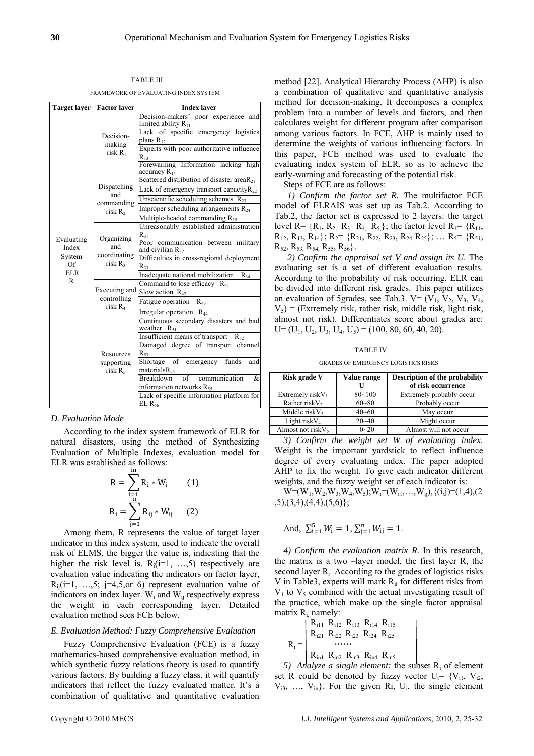TABLE III.

FRAMEWORK OF EVALUATING INDEX SYSTEM

| Target layer | Factor layer | Index layer |
|---|---|---|
| Evaluating Index System Of ELR R | Decision-making risk $R_1$ | Decision-makers' poor experience and limited ability $R_{11}$ |
| | | Lack of specific emergency logistics plans $R_{12}$ |
| | | Experts with poor authoritative influence $R_{13}$ |
| | | Forewarning Information lacking high accuracy $R_{14}$ |
| | Dispatching and commanding risk $R_2$ | Scattered distribution of disaster area $R_{21}$ |
| | | Lack of emergency transport capacity $R_{22}$ |
| | | Unscientific scheduling schemes $R_{23}$ |
| | | Improper scheduling arrangements $R_{24}$ |
| | | Multiple-headed commanding $R_{25}$ |
| | Organizing and coordinating risk $R_3$ | Unreasonably established administration $R_{31}$ |
| | | Poor communication between military and civilian $R_{32}$ |
| | | Difficulties in cross-regional deployment $R_{33}$ |
| | | Inadequate national mobilization $R_{34}$ |
| | Executing and controlling risk $R_4$ | Command to lose efficacy $R_{41}$ |
| | | Slow action $R_{42}$ |
| | | Fatigue operation $R_{43}$ |
| | | Irregular operation $R_{44}$ |
| | Resources supporting risk $R_5$ | Continuous secondary disasters and bad weather $R_{51}$ |
| | | Insufficient means of transport $R_{52}$ |
| | | Damaged degree of transport channel $R_{53}$ |
| | | Shortage of emergency funds and materials $R_{54}$ |
| | | Breakdown of communication & information networks $R_{55}$ |
| | | Lack of specific information platform for EL $R_{56}$ |

*D. Evaluation Mode*

According to the index system framework of ELR for natural disasters, using the method of Synthesizing Evaluation of Multiple Indexes, evaluation model for ELR was established as follows:

$$R = \sum_{i=1}^{m} R_i * W_i \qquad (1)$$

$$R_i = \sum_{j=1}^{n} R_{ij} * W_{ij} \qquad (2)$$

Among them, R represents the value of target layer indicator in this index system, used to indicate the overall risk of ELMS, the bigger the value is, indicating that the higher the risk level is. $R_i(i=1, \ldots, 5)$ respectively are evaluation value indicating the indicators on factor layer, $R_{ij}(i=1, \ldots, 5;\ j=4,5,\text{or } 6)$ represent evaluation value of indicators on index layer. $W_i$ and $W_{ij}$ respectively express the weight in each corresponding layer. Detailed evaluation method sees FCE below.

*E. Evaluation Method: Fuzzy Comprehensive Evaluation*

Fuzzy Comprehensive Evaluation (FCE) is a fuzzy mathematics-based comprehensive evaluation method, in which synthetic fuzzy relations theory is used to quantify various factors. By building a fuzzy class, it will quantify indicators that reflect the fuzzy evaluated matter. It's a combination of qualitative and quantitative evaluation method [22]. Analytical Hierarchy Process (AHP) is also a combination of qualitative and quantitative analysis method for decision-making. It decomposes a complex problem into a number of levels and factors, and then calculates weight for different program after comparison among various factors. In FCE, AHP is mainly used to determine the weights of various influencing factors. In this paper, FCE method was used to evaluate the evaluating index system of ELR, so as to achieve the early-warning and forecasting of the potential risk.

Steps of FCE are as follows:

*1) Confirm the factor set R.* The multifactor FCE model of ELRAIS was set up as Tab.2. According to Tab.2, the factor set is expressed to 2 layers: the target level $R= \{R_1, R_2, R_3, R_4, R_5\}$; the factor level $R_1= \{R_{11}, R_{12}, R_{13}, R_{14}\}$; $R_2= \{R_{21}, R_{22}, R_{23}, R_{24}, R_{25}\}$; … $R_5= \{R_{51}, R_{52}, R_{53}, R_{54}, R_{55}, R_{56}\}$.

*2) Confirm the appraisal set V and assign its U.* The evaluating set is a set of different evaluation results. According to the probability of risk occurring, ELR can be divided into different risk grades. This paper utilizes an evaluation of 5grades, see Tab.3. $V= (V_1, V_2, V_3, V_4, V_5)$ = (Extremely risk, rather risk, middle risk, light risk, almost not risk). Differentiates score about grades are: $U= (U_1, U_2, U_3, U_4, U_5) = (100, 80, 60, 40, 20)$.

TABLE IV.

GRADES OF EMERGENCY LOGISTICS RISKS

| Risk grade V | Value range U | Description of the probability of risk occurrence |
|---|---|---|
| Extremely risk $V_1$ | 80~100 | Extremely probably occur |
| Rather risk $V_2$ | 60~80 | Probably occur |
| Middle risk $V_3$ | 40~60 | May occur |
| Light risk $V_4$ | 20~40 | Might occur |
| Almost not risk $V_5$ | 0~20 | Almost will not occur |

*3) Confirm the weight set W of evaluating index.* Weight is the important yardstick to reflect influence degree of every evaluating index. The paper adopted AHP to fix the weight. To give each indicator different weights, and the fuzzy weight set of each indicator is:

$W=(W_1,W_2,W_3,W_4,W_5); W_i=(W_{i1},\ldots,W_{ij}), \{(i,j)=(1,4),(2,5),(3,4),(4,4),(5,6)\};$

And, $\sum_{i=1}^{5} W_i = 1, \sum_{j=1}^{n} W_{ij} = 1.$

*4) Confirm the evaluation matrix R.* In this research, the matrix is a two –layer model, the first layer R, the second layer $R_i$. According to the grades of logistics risks V in Table3, experts will mark $R_{il}$ for different risks from $V_1$ to $V_5$, combined with the actual investigating result of the practice, which make up the single factor appraisal matrix $R_i$, namely:

$$R_i = \begin{vmatrix} R_{i11} & R_{i12} & R_{i13} & R_{i14} & R_{i15} \\ R_{i21} & R_{i22} & R_{i23} & R_{i24} & R_{i25} \\ & & \cdots\cdots & & \\ R_{in1} & R_{in2} & R_{in3} & R_{in4} & R_{in5} \end{vmatrix}$$

*5) Analyze a single element:* the subset $R_i$ of element set R could be denoted by fuzzy vector $U_i= \{V_{i1}, V_{i2}, V_{i3}, \ldots, V_{in}\}$. For the given Ri, $U_i$, the single element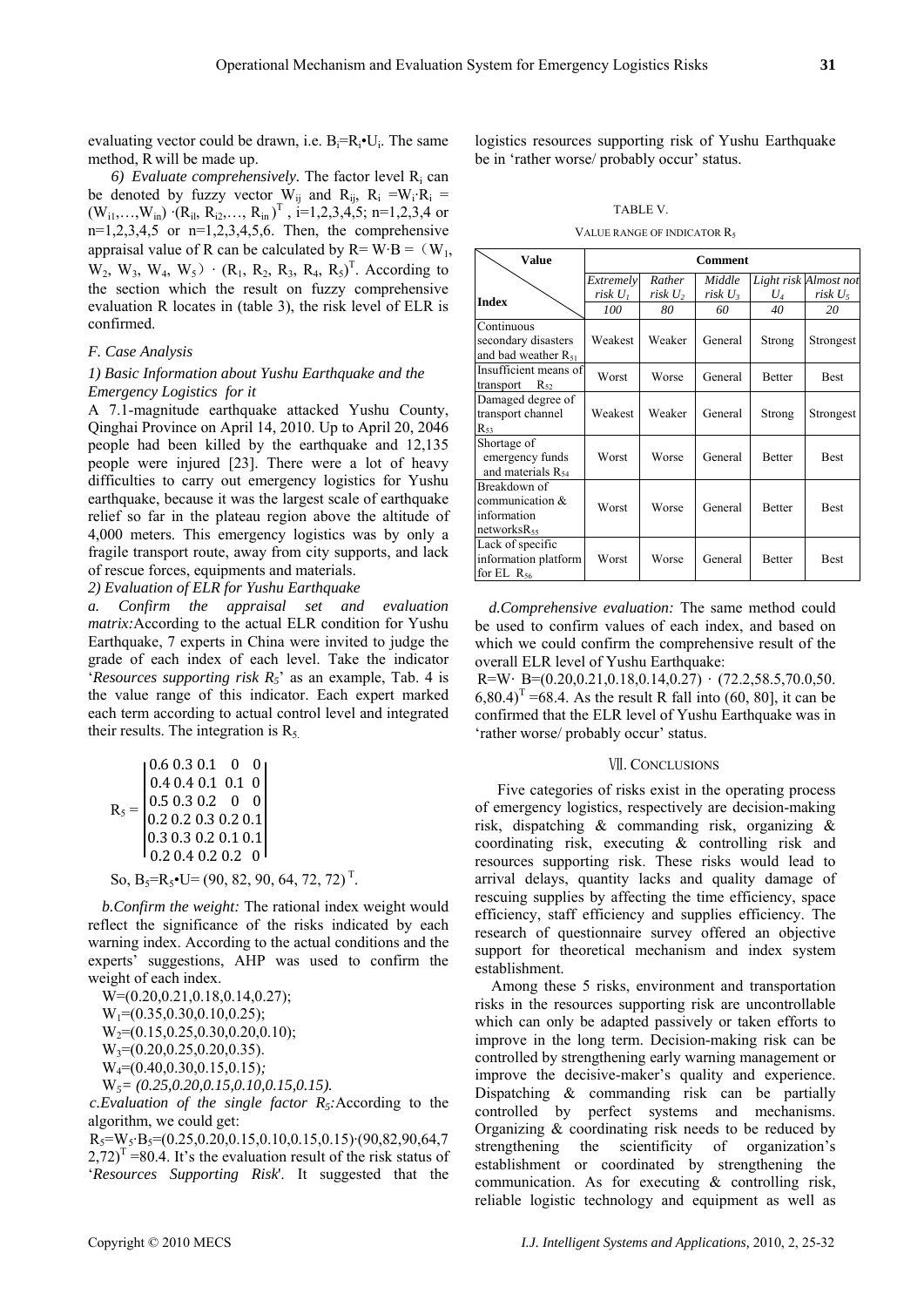evaluating vector could be drawn, i.e. $B_i=R_i \bullet U_i$. The same method, R will be made up.

*6) Evaluate comprehensively.* The factor level $R_i$ can be denoted by fuzzy vector $W_{ij}$ and $R_{ij}$, $R_i = W_i \cdot R_i = (W_{i1},\ldots,W_{in}) \cdot (R_{il}, R_{i2},\ldots, R_{in})^T$, i=1,2,3,4,5; n=1,2,3,4 or n=1,2,3,4,5 or n=1,2,3,4,5,6. Then, the comprehensive appraisal value of R can be calculated by $R= W \cdot B = (W_1, W_2, W_3, W_4, W_5) \cdot (R_1, R_2, R_3, R_4, R_5)^T$. According to the section which the result on fuzzy comprehensive evaluation R locates in (table 3), the risk level of ELR is confirmed.

### F. Case Analysis

#### 1) Basic Information about Yushu Earthquake and the Emergency Logistics for it

A 7.1-magnitude earthquake attacked Yushu County, Qinghai Province on April 14, 2010. Up to April 20, 2046 people had been killed by the earthquake and 12,135 people were injured [23]. There were a lot of heavy difficulties to carry out emergency logistics for Yushu earthquake, because it was the largest scale of earthquake relief so far in the plateau region above the altitude of 4,000 meters. This emergency logistics was by only a fragile transport route, away from city supports, and lack of rescue forces, equipments and materials.

#### 2) Evaluation of ELR for Yushu Earthquake

*a. Confirm the appraisal set and evaluation matrix:* According to the actual ELR condition for Yushu Earthquake, 7 experts in China were invited to judge the grade of each index of each level. Take the indicator '*Resources supporting risk $R_5$*' as an example, Tab. 4 is the value range of this indicator. Each expert marked each term according to actual control level and integrated their results. The integration is $R_5$.

$$R_5 = \begin{vmatrix} 0.6 & 0.3 & 0.1 & 0 & 0 \\ 0.4 & 0.4 & 0.1 & 0.1 & 0 \\ 0.5 & 0.3 & 0.2 & 0 & 0 \\ 0.2 & 0.2 & 0.3 & 0.2 & 0.1 \\ 0.3 & 0.3 & 0.2 & 0.1 & 0.1 \\ 0.2 & 0.4 & 0.2 & 0.2 & 0 \end{vmatrix}$$

So, $B_5=R_5 \bullet U= (90, 82, 90, 64, 72, 72)^T$.

*b. Confirm the weight:* The rational index weight would reflect the significance of the risks indicated by each warning index. According to the actual conditions and the experts' suggestions, AHP was used to confirm the weight of each index.

$W=(0.20,0.21,0.18,0.14,0.27)$;
$W_1=(0.35,0.30,0.10,0.25)$;
$W_2=(0.15,0.25,0.30,0.20,0.10)$;
$W_3=(0.20,0.25,0.20,0.35)$.
$W_4=(0.40,0.30,0.15,0.15)$;
$W_5=(0.25,0.20,0.15,0.10,0.15,0.15)$.

*c. Evaluation of the single factor $R_5$:* According to the algorithm, we could get:

$R_5=W_5 \cdot B_5=(0.25,0.20,0.15,0.10,0.15,0.15) \cdot (90,82,90,64,72,72)^T =80.4$. It's the evaluation result of the risk status of '*Resources Supporting Risk*'. It suggested that the logistics resources supporting risk of Yushu Earthquake be in 'rather worse/ probably occur' status.

TABLE V.
VALUE RANGE OF INDICATOR $R_5$

| Value / Index | Comment | | | | |
|---|---|---|---|---|---|
| | *Extremely risk $U_1$* | *Rather risk $U_2$* | *Middle risk $U_3$* | *Light risk $U_4$* | *Almost not risk $U_5$* |
| | *100* | *80* | *60* | *40* | *20* |
| Continuous secondary disasters and bad weather $R_{51}$ | Weakest | Weaker | General | Strong | Strongest |
| Insufficient means of transport $R_{52}$ | Worst | Worse | General | Better | Best |
| Damaged degree of transport channel $R_{53}$ | Weakest | Weaker | General | Strong | Strongest |
| Shortage of emergency funds and materials $R_{54}$ | Worst | Worse | General | Better | Best |
| Breakdown of communication & information networks $R_{55}$ | Worst | Worse | General | Better | Best |
| Lack of specific information platform for EL $R_{56}$ | Worst | Worse | General | Better | Best |

*d. Comprehensive evaluation:* The same method could be used to confirm values of each index, and based on which we could confirm the comprehensive result of the overall ELR level of Yushu Earthquake:

$R=W \cdot B=(0.20,0.21,0.18,0.14,0.27) \cdot (72.2,58.5,70.0,50.6,80.4)^T =68.4$. As the result R fall into (60, 80], it can be confirmed that the ELR level of Yushu Earthquake was in 'rather worse/ probably occur' status.

## VII. CONCLUSIONS

Five categories of risks exist in the operating process of emergency logistics, respectively are decision-making risk, dispatching & commanding risk, organizing & coordinating risk, executing & controlling risk and resources supporting risk. These risks would lead to arrival delays, quantity lacks and quality damage of rescuing supplies by affecting the time efficiency, space efficiency, staff efficiency and supplies efficiency. The research of questionnaire survey offered an objective support for theoretical mechanism and index system establishment.

Among these 5 risks, environment and transportation risks in the resources supporting risk are uncontrollable which can only be adapted passively or taken efforts to improve in the long term. Decision-making risk can be controlled by strengthening early warning management or improve the decisive-maker's quality and experience. Dispatching & commanding risk can be partially controlled by perfect systems and mechanisms. Organizing & coordinating risk needs to be reduced by strengthening the scientificity of organization's establishment or coordinated by strengthening the communication. As for executing & controlling risk, reliable logistic technology and equipment as well as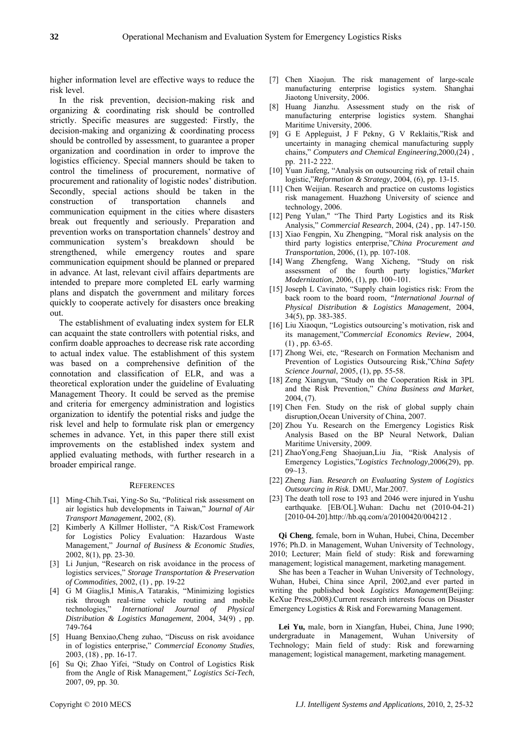higher information level are effective ways to reduce the risk level.

In the risk prevention, decision-making risk and organizing & coordinating risk should be controlled strictly. Specific measures are suggested: Firstly, the decision-making and organizing & coordinating process should be controlled by assessment, to guarantee a proper organization and coordination in order to improve the logistics efficiency. Special manners should be taken to control the timeliness of procurement, normative of procurement and rationality of logistic nodes' distribution. Secondly, special actions should be taken in the construction of transportation channels and communication equipment in the cities where disasters break out frequently and seriously. Preparation and prevention works on transportation channels' destroy and communication system's breakdown should be strengthened, while emergency routes and spare communication equipment should be planned or prepared in advance. At last, relevant civil affairs departments are intended to prepare more completed EL early warming plans and dispatch the government and military forces quickly to cooperate actively for disasters once breaking out.

The establishment of evaluating index system for ELR can acquaint the state controllers with potential risks, and confirm doable approaches to decrease risk rate according to actual index value. The establishment of this system was based on a comprehensive definition of the connotation and classification of ELR, and was a theoretical exploration under the guideline of Evaluating Management Theory. It could be served as the premise and criteria for emergency administration and logistics organization to identify the potential risks and judge the risk level and help to formulate risk plan or emergency schemes in advance. Yet, in this paper there still exist improvements on the established index system and applied evaluating methods, with further research in a broader empirical range.

## REFERENCES

[1] Ming-Chih.Tsai, Ying-So Su, "Political risk assessment on air logistics hub developments in Taiwan," *Journal of Air Transport Management*, 2002, (8).

[2] Kimberly A Killmer Hollister, "A Risk/Cost Framework for Logistics Policy Evaluation: Hazardous Waste Management," *Journal of Business & Economic Studies*, 2002, 8(1), pp. 23-30.

[3] Li Junjun, "Research on risk avoidance in the process of logistics services," *Storage Transportation & Preservation of Commodities*, 2002, (1) , pp. 19-22

[4] G M Giaglis,I Minis,A Tatarakis, "Minimizing logistics risk through real-time vehicle routing and mobile technologies," *International Journal of Physical Distribution & Logistics Management*, 2004, 34(9) , pp. 749-764

[5] Huang Benxiao,Cheng zuhao, "Discuss on risk avoidance in of logistics enterprise," *Commercial Economy Studies*, 2003, (18) , pp. 16-17.

[6] Su Qi; Zhao Yifei, "Study on Control of Logistics Risk from the Angle of Risk Management," *Logistics Sci-Tech*, 2007, 09, pp. 30.

[7] Chen Xiaojun. The risk management of large-scale manufacturing enterprise logistics system. Shanghai Jiaotong University, 2006.

[8] Huang Jianzhu. Assessment study on the risk of manufacturing enterprise logistics system. Shanghai Maritime University, 2006.

[9] G E Appleguist, J F Pekny, G V Reklaitis,"Risk and uncertainty in managing chemical manufacturing supply chains," *Computers and Chemical Engineering*,2000,(24) , pp. 211-2 222.

[10] Yuan Jiafeng, "Analysis on outsourcing risk of retail chain logistic,"*Reformation & Strategy*, 2004, (6), pp. 13-15.

[11] Chen Weijian. Research and practice on customs logistics risk management. Huazhong University of science and technology, 2006.

[12] Peng Yulan," "The Third Party Logistics and its Risk Analysis," *Commercial Research*, 2004, (24) , pp. 147-150.

[13] Xiao Fengpin, Xu Zhengping, "Moral risk analysis on the third party logistics enterprise,"*China Procurement and Transportation*, 2006, (1), pp. 107-108.

[14] Wang Zhengfeng, Wang Xicheng, "Study on risk assessment of the fourth party logistics,"*Market Modernization*, 2006, (1), pp. 100~101.

[15] Joseph L Cavinato, "Supply chain logistics risk: From the back room to the board room, "*International Journal of Physical Distribution & Logistics Management*, 2004, 34(5), pp. 383-385.

[16] Liu Xiaoqun, "Logistics outsourcing's motivation, risk and its management,"*Commercial Economics Review*, 2004, (1) , pp. 63-65.

[17] Zhong Wei, etc, "Research on Formation Mechanism and Prevention of Logistics Outsourcing Risk,"*China Safety Science Journal*, 2005, (1), pp. 55-58.

[18] Zeng Xiangyun, "Study on the Cooperation Risk in 3PL and the Risk Prevention," *China Business and Market*, 2004, (7).

[19] Chen Fen. Study on the risk of global supply chain disruption,Ocean University of China, 2007.

[20] Zhou Yu. Research on the Emergency Logistics Risk Analysis Based on the BP Neural Network, Dalian Maritime University, 2009.

[21] ZhaoYong,Feng Shaojuan,Liu Jia, "Risk Analysis of Emergency Logistics,"*Logistics Technology*,2006(29), pp. 09~13.

[22] Zheng Jian. *Research on Evaluating System of Logistics Outsourcing in Risk*. DMU, Mar.2007.

[23] The death toll rose to 193 and 2046 were injured in Yushu earthquake. [EB/OL].Wuhan: Dachu net (2010-04-21) [2010-04-20].http://hb.qq.com/a/20100420/004212 .

**Qi Cheng**, female, born in Wuhan, Hubei, China, December 1976; Ph.D. in Management, Wuhan University of Technology, 2010; Lecturer; Main field of study: Risk and forewarning management; logistical management, marketing management.

She has been a Teacher in Wuhan University of Technology, Wuhan, Hubei, China since April, 2002,and ever parted in writing the published book *Logistics Management*(Beijing: KeXue Press,2008*)*.Current research interests focus on Disaster Emergency Logistics & Risk and Forewarning Management.

**Lei Yu,** male, born in Xiangfan, Hubei, China, June 1990; undergraduate in Management, Wuhan University of Technology; Main field of study: Risk and forewarning management; logistical management, marketing management.